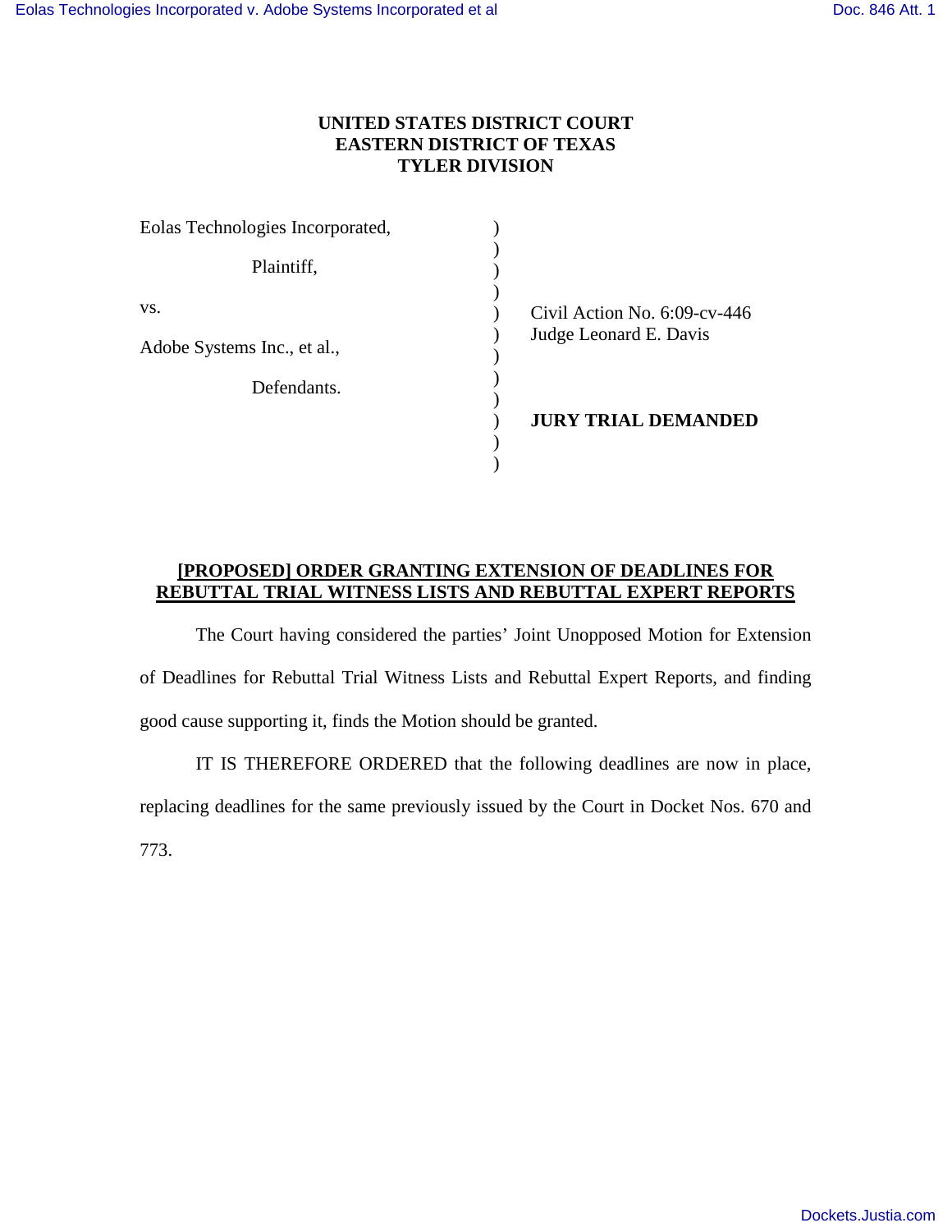**UNITED STATES DISTRICT COURT**
**EASTERN DISTRICT OF TEXAS**
**TYLER DIVISION**

| | | |
|---|---|---|
| Eolas Technologies Incorporated, | ) | |
| Plaintiff, | ) | |
| vs. | ) | Civil Action No. 6:09-cv-446 |
| | ) | Judge Leonard E. Davis |
| Adobe Systems Inc., et al., | ) | |
| Defendants. | ) | |
| | ) | **JURY TRIAL DEMANDED** |

**[PROPOSED] ORDER GRANTING EXTENSION OF DEADLINES FOR REBUTTAL TRIAL WITNESS LISTS AND REBUTTAL EXPERT REPORTS**

The Court having considered the parties' Joint Unopposed Motion for Extension of Deadlines for Rebuttal Trial Witness Lists and Rebuttal Expert Reports, and finding good cause supporting it, finds the Motion should be granted.

IT IS THEREFORE ORDERED that the following deadlines are now in place, replacing deadlines for the same previously issued by the Court in Docket Nos. 670 and 773.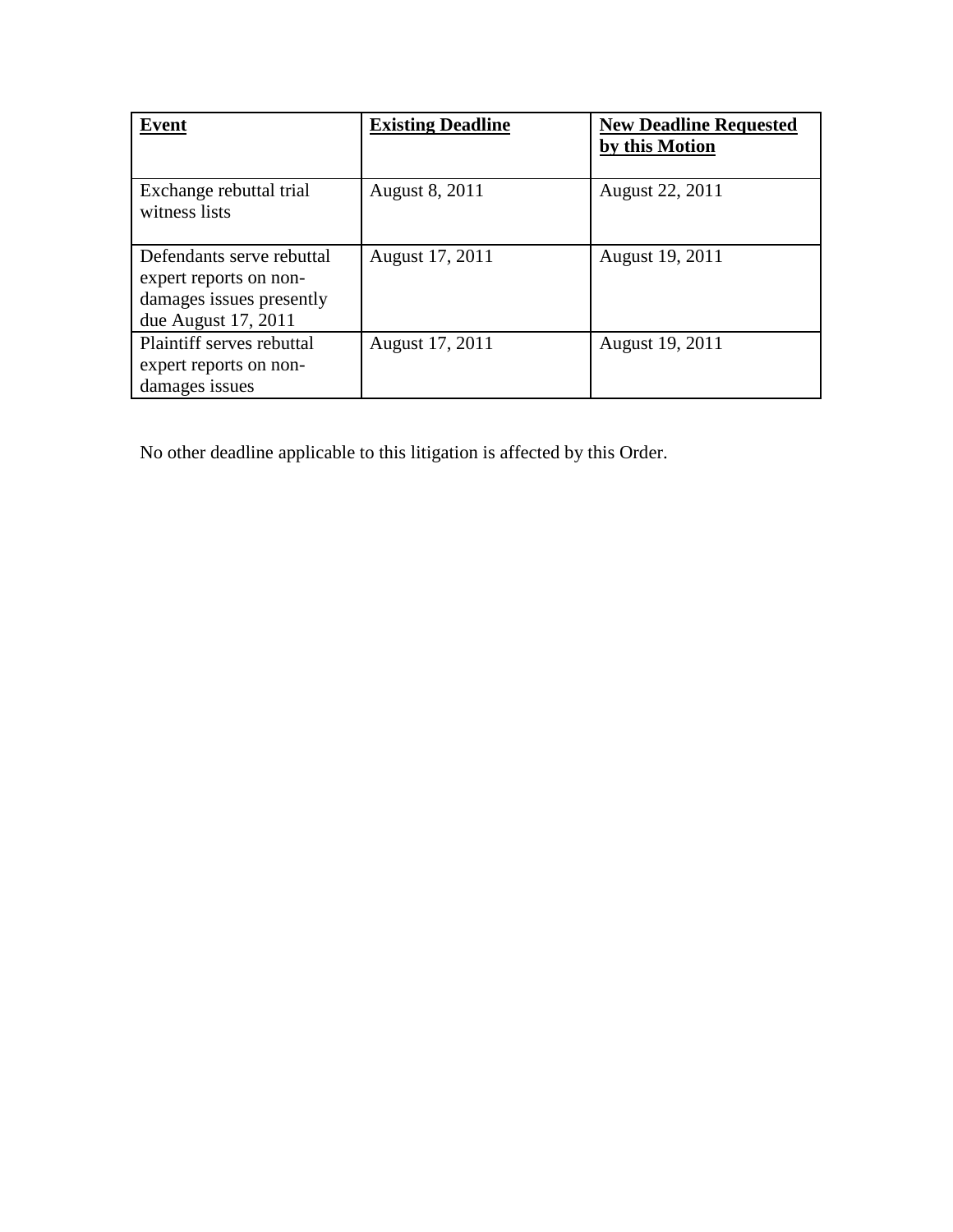| **Event** | **Existing Deadline** | **New Deadline Requested by this Motion** |
|---|---|---|
| Exchange rebuttal trial witness lists | August 8, 2011 | August 22, 2011 |
| Defendants serve rebuttal expert reports on non-damages issues presently due August 17, 2011 | August 17, 2011 | August 19, 2011 |
| Plaintiff serves rebuttal expert reports on non-damages issues | August 17, 2011 | August 19, 2011 |

No other deadline applicable to this litigation is affected by this Order.